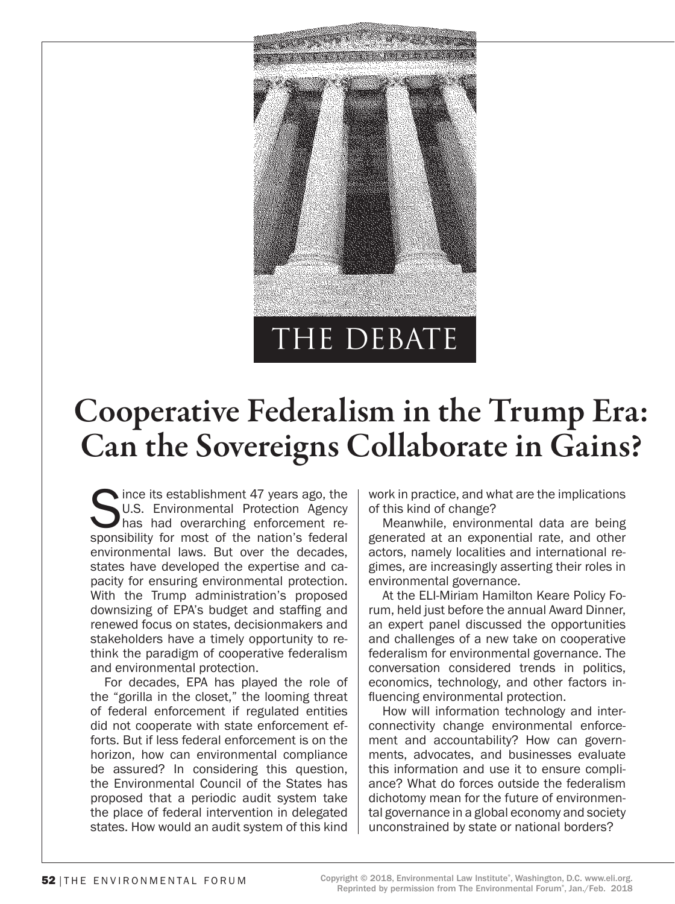THE DEBATE

# Cooperative Federalism in the Trump Era: Can the Sovereigns Collaborate in Gains?

Since its establishment 47 years ago, the U.S. Environmental Protection Agency has had overarching enforcement responsibility for most of the nation's federal environmental laws. But over the decades, states have developed the expertise and capacity for ensuring environmental protection. With the Trump administration's proposed downsizing of EPA's budget and staffing and renewed focus on states, decisionmakers and stakeholders have a timely opportunity to rethink the paradigm of cooperative federalism and environmental protection.

For decades, EPA has played the role of the "gorilla in the closet," the looming threat of federal enforcement if regulated entities did not cooperate with state enforcement efforts. But if less federal enforcement is on the horizon, how can environmental compliance be assured? In considering this question, the Environmental Council of the States has proposed that a periodic audit system take the place of federal intervention in delegated states. How would an audit system of this kind work in practice, and what are the implications of this kind of change?

Meanwhile, environmental data are being generated at an exponential rate, and other actors, namely localities and international regimes, are increasingly asserting their roles in environmental governance.

At the ELI-Miriam Hamilton Keare Policy Forum, held just before the annual Award Dinner, an expert panel discussed the opportunities and challenges of a new take on cooperative federalism for environmental governance. The conversation considered trends in politics, economics, technology, and other factors influencing environmental protection.

How will information technology and interconnectivity change environmental enforcement and accountability? How can governments, advocates, and businesses evaluate this information and use it to ensure compliance? What do forces outside the federalism dichotomy mean for the future of environmental governance in a global economy and society unconstrained by state or national borders?

Copyright © 2018, Environmental Law Institute®, Washington, D.C. www.eli.org.
Reprinted by permission from The Environmental Forum®, Jan./Feb. 2018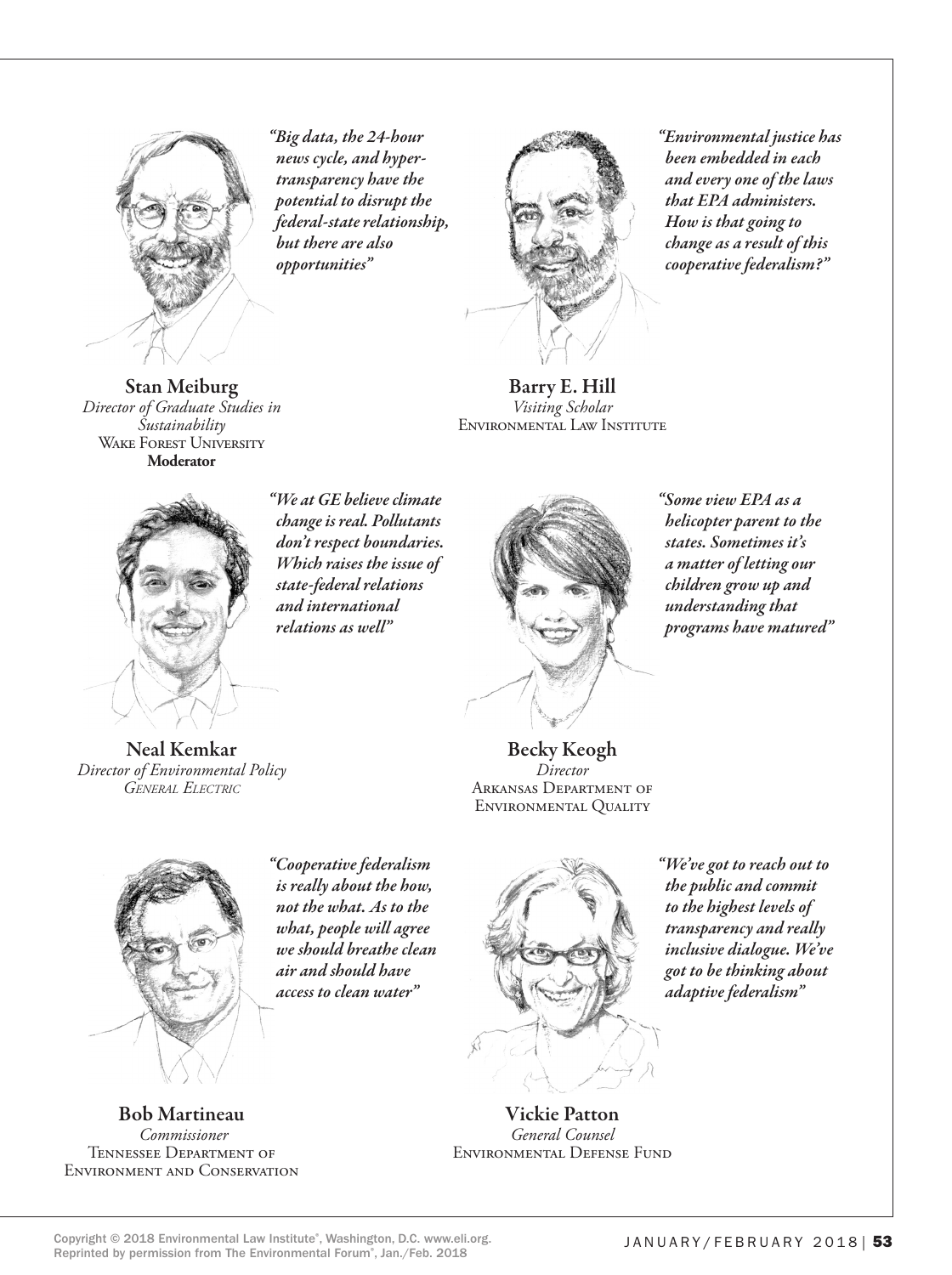*"Big data, the 24-hour news cycle, and hyper-transparency have the potential to disrupt the federal-state relationship, but there are also opportunities"*

**Stan Meiburg**
*Director of Graduate Studies in Sustainability*
Wake Forest University
**Moderator**

*"Environmental justice has been embedded in each and every one of the laws that EPA administers. How is that going to change as a result of this cooperative federalism?"*

**Barry E. Hill**
*Visiting Scholar*
Environmental Law Institute

*"We at GE believe climate change is real. Pollutants don't respect boundaries. Which raises the issue of state-federal relations and international relations as well"*

**Neal Kemkar**
*Director of Environmental Policy*
*General Electric*

*"Some view EPA as a helicopter parent to the states. Sometimes it's a matter of letting our children grow up and understanding that programs have matured"*

**Becky Keogh**
*Director*
Arkansas Department of Environmental Quality

*"Cooperative federalism is really about the how, not the what. As to the what, people will agree we should breathe clean air and should have access to clean water"*

**Bob Martineau**
*Commissioner*
Tennessee Department of Environment and Conservation

*"We've got to reach out to the public and commit to the highest levels of transparency and really inclusive dialogue. We've got to be thinking about adaptive federalism"*

**Vickie Patton**
*General Counsel*
Environmental Defense Fund

Copyright © 2018 Environmental Law Institute®, Washington, D.C. www.eli.org.
Reprinted by permission from The Environmental Forum®, Jan./Feb. 2018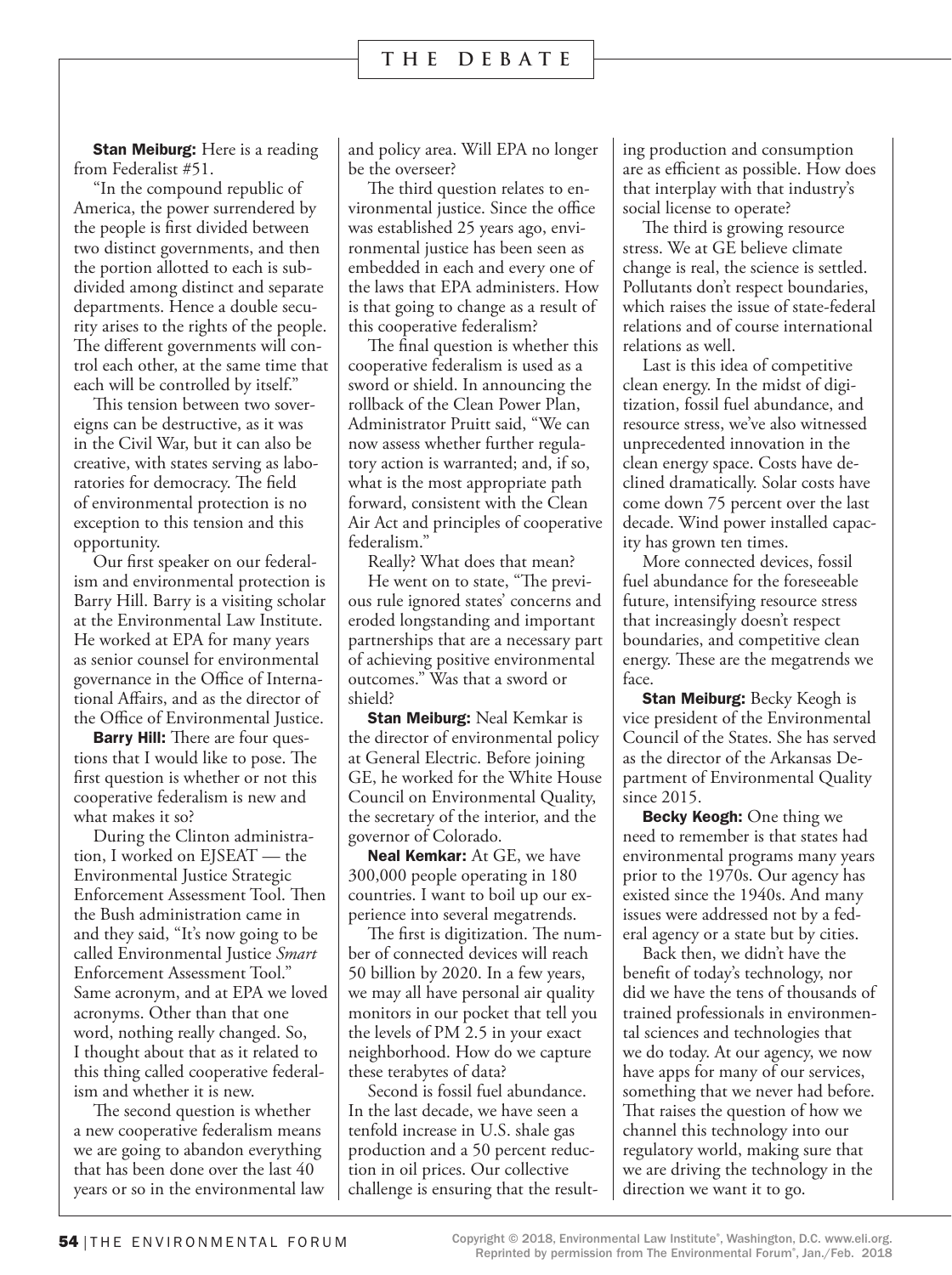**Stan Meiburg:** Here is a reading from Federalist #51.

"In the compound republic of America, the power surrendered by the people is first divided between two distinct governments, and then the portion allotted to each is subdivided among distinct and separate departments. Hence a double security arises to the rights of the people. The different governments will control each other, at the same time that each will be controlled by itself."

This tension between two sovereigns can be destructive, as it was in the Civil War, but it can also be creative, with states serving as laboratories for democracy. The field of environmental protection is no exception to this tension and this opportunity.

Our first speaker on our federalism and environmental protection is Barry Hill. Barry is a visiting scholar at the Environmental Law Institute. He worked at EPA for many years as senior counsel for environmental governance in the Office of International Affairs, and as the director of the Office of Environmental Justice.

**Barry Hill:** There are four questions that I would like to pose. The first question is whether or not this cooperative federalism is new and what makes it so?

During the Clinton administration, I worked on EJSEAT — the Environmental Justice Strategic Enforcement Assessment Tool. Then the Bush administration came in and they said, "It's now going to be called Environmental Justice *Smart* Enforcement Assessment Tool." Same acronym, and at EPA we loved acronyms. Other than that one word, nothing really changed. So, I thought about that as it related to this thing called cooperative federalism and whether it is new.

The second question is whether a new cooperative federalism means we are going to abandon everything that has been done over the last 40 years or so in the environmental law and policy area. Will EPA no longer be the overseer?

The third question relates to environmental justice. Since the office was established 25 years ago, environmental justice has been seen as embedded in each and every one of the laws that EPA administers. How is that going to change as a result of this cooperative federalism?

The final question is whether this cooperative federalism is used as a sword or shield. In announcing the rollback of the Clean Power Plan, Administrator Pruitt said, "We can now assess whether further regulatory action is warranted; and, if so, what is the most appropriate path forward, consistent with the Clean Air Act and principles of cooperative federalism."

Really? What does that mean?

He went on to state, "The previous rule ignored states' concerns and eroded longstanding and important partnerships that are a necessary part of achieving positive environmental outcomes." Was that a sword or shield?

**Stan Meiburg:** Neal Kemkar is the director of environmental policy at General Electric. Before joining GE, he worked for the White House Council on Environmental Quality, the secretary of the interior, and the governor of Colorado.

**Neal Kemkar:** At GE, we have 300,000 people operating in 180 countries. I want to boil up our experience into several megatrends.

The first is digitization. The number of connected devices will reach 50 billion by 2020. In a few years, we may all have personal air quality monitors in our pocket that tell you the levels of PM 2.5 in your exact neighborhood. How do we capture these terabytes of data?

Second is fossil fuel abundance. In the last decade, we have seen a tenfold increase in U.S. shale gas production and a 50 percent reduction in oil prices. Our collective challenge is ensuring that the resulting production and consumption are as efficient as possible. How does that interplay with that industry's social license to operate?

The third is growing resource stress. We at GE believe climate change is real, the science is settled. Pollutants don't respect boundaries, which raises the issue of state-federal relations and of course international relations as well.

Last is this idea of competitive clean energy. In the midst of digitization, fossil fuel abundance, and resource stress, we've also witnessed unprecedented innovation in the clean energy space. Costs have declined dramatically. Solar costs have come down 75 percent over the last decade. Wind power installed capacity has grown ten times.

More connected devices, fossil fuel abundance for the foreseeable future, intensifying resource stress that increasingly doesn't respect boundaries, and competitive clean energy. These are the megatrends we face.

**Stan Meiburg:** Becky Keogh is vice president of the Environmental Council of the States. She has served as the director of the Arkansas Department of Environmental Quality since 2015.

**Becky Keogh:** One thing we need to remember is that states had environmental programs many years prior to the 1970s. Our agency has existed since the 1940s. And many issues were addressed not by a federal agency or a state but by cities.

Back then, we didn't have the benefit of today's technology, nor did we have the tens of thousands of trained professionals in environmental sciences and technologies that we do today. At our agency, we now have apps for many of our services, something that we never had before. That raises the question of how we channel this technology into our regulatory world, making sure that we are driving the technology in the direction we want it to go.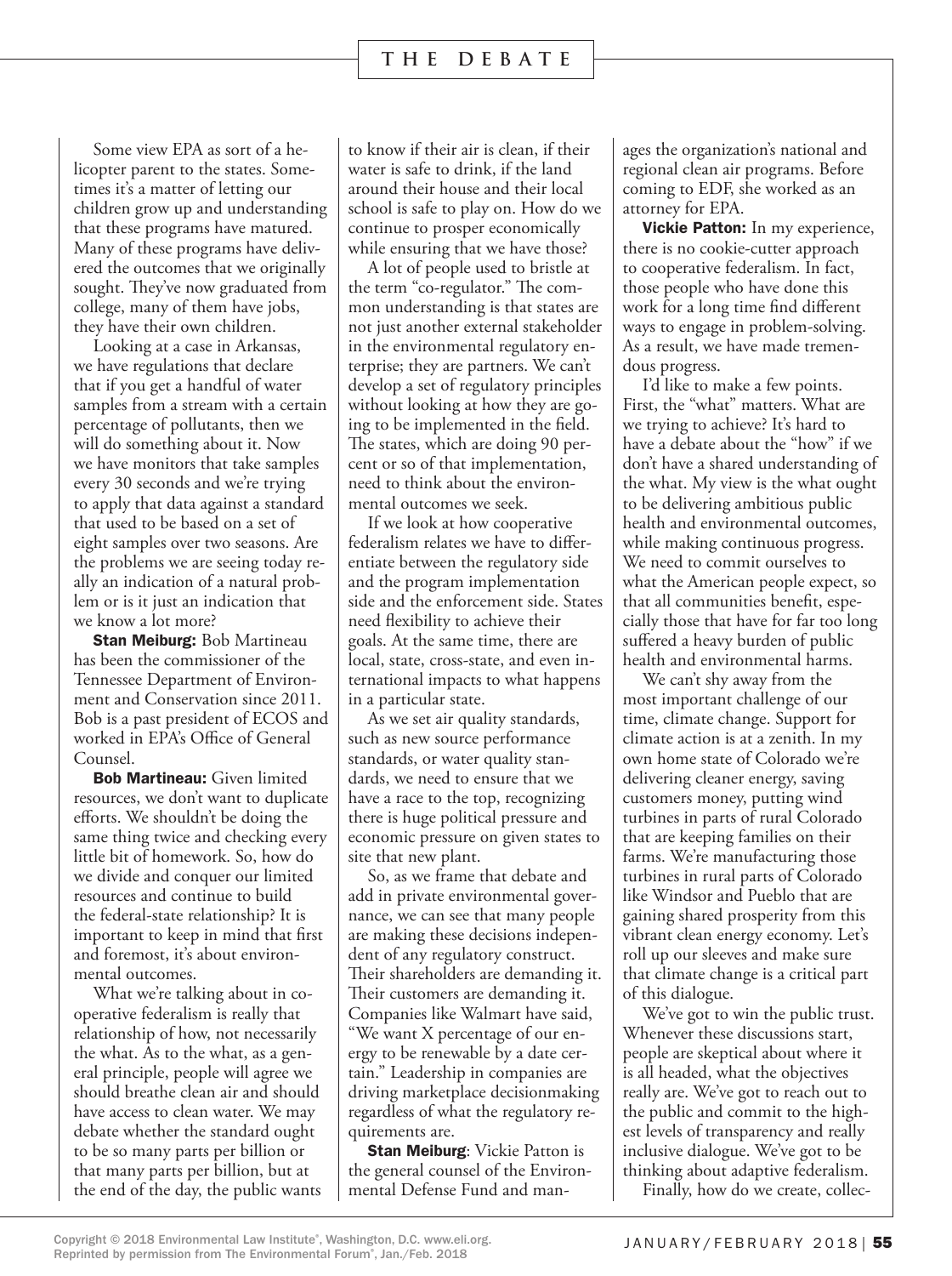Some view EPA as sort of a helicopter parent to the states. Sometimes it's a matter of letting our children grow up and understanding that these programs have matured. Many of these programs have delivered the outcomes that we originally sought. They've now graduated from college, many of them have jobs, they have their own children.

Looking at a case in Arkansas, we have regulations that declare that if you get a handful of water samples from a stream with a certain percentage of pollutants, then we will do something about it. Now we have monitors that take samples every 30 seconds and we're trying to apply that data against a standard that used to be based on a set of eight samples over two seasons. Are the problems we are seeing today really an indication of a natural problem or is it just an indication that we know a lot more?

**Stan Meiburg:** Bob Martineau has been the commissioner of the Tennessee Department of Environment and Conservation since 2011. Bob is a past president of ECOS and worked in EPA's Office of General Counsel.

**Bob Martineau:** Given limited resources, we don't want to duplicate efforts. We shouldn't be doing the same thing twice and checking every little bit of homework. So, how do we divide and conquer our limited resources and continue to build the federal-state relationship? It is important to keep in mind that first and foremost, it's about environmental outcomes.

What we're talking about in cooperative federalism is really that relationship of how, not necessarily the what. As to the what, as a general principle, people will agree we should breathe clean air and should have access to clean water. We may debate whether the standard ought to be so many parts per billion or that many parts per billion, but at the end of the day, the public wants to know if their air is clean, if their water is safe to drink, if the land around their house and their local school is safe to play on. How do we continue to prosper economically while ensuring that we have those?

A lot of people used to bristle at the term "co-regulator." The common understanding is that states are not just another external stakeholder in the environmental regulatory enterprise; they are partners. We can't develop a set of regulatory principles without looking at how they are going to be implemented in the field. The states, which are doing 90 percent or so of that implementation, need to think about the environmental outcomes we seek.

If we look at how cooperative federalism relates we have to differentiate between the regulatory side and the program implementation side and the enforcement side. States need flexibility to achieve their goals. At the same time, there are local, state, cross-state, and even international impacts to what happens in a particular state.

As we set air quality standards, such as new source performance standards, or water quality standards, we need to ensure that we have a race to the top, recognizing there is huge political pressure and economic pressure on given states to site that new plant.

So, as we frame that debate and add in private environmental governance, we can see that many people are making these decisions independent of any regulatory construct. Their shareholders are demanding it. Their customers are demanding it. Companies like Walmart have said, "We want X percentage of our energy to be renewable by a date certain." Leadership in companies are driving marketplace decisionmaking regardless of what the regulatory requirements are.

**Stan Meiburg**: Vickie Patton is the general counsel of the Environmental Defense Fund and manages the organization's national and regional clean air programs. Before coming to EDF, she worked as an attorney for EPA.

**Vickie Patton:** In my experience, there is no cookie-cutter approach to cooperative federalism. In fact, those people who have done this work for a long time find different ways to engage in problem-solving. As a result, we have made tremendous progress.

I'd like to make a few points. First, the "what" matters. What are we trying to achieve? It's hard to have a debate about the "how" if we don't have a shared understanding of the what. My view is the what ought to be delivering ambitious public health and environmental outcomes, while making continuous progress. We need to commit ourselves to what the American people expect, so that all communities benefit, especially those that have for far too long suffered a heavy burden of public health and environmental harms.

We can't shy away from the most important challenge of our time, climate change. Support for climate action is at a zenith. In my own home state of Colorado we're delivering cleaner energy, saving customers money, putting wind turbines in parts of rural Colorado that are keeping families on their farms. We're manufacturing those turbines in rural parts of Colorado like Windsor and Pueblo that are gaining shared prosperity from this vibrant clean energy economy. Let's roll up our sleeves and make sure that climate change is a critical part of this dialogue.

We've got to win the public trust. Whenever these discussions start, people are skeptical about where it is all headed, what the objectives really are. We've got to reach out to the public and commit to the highest levels of transparency and really inclusive dialogue. We've got to be thinking about adaptive federalism.

Finally, how do we create, collec-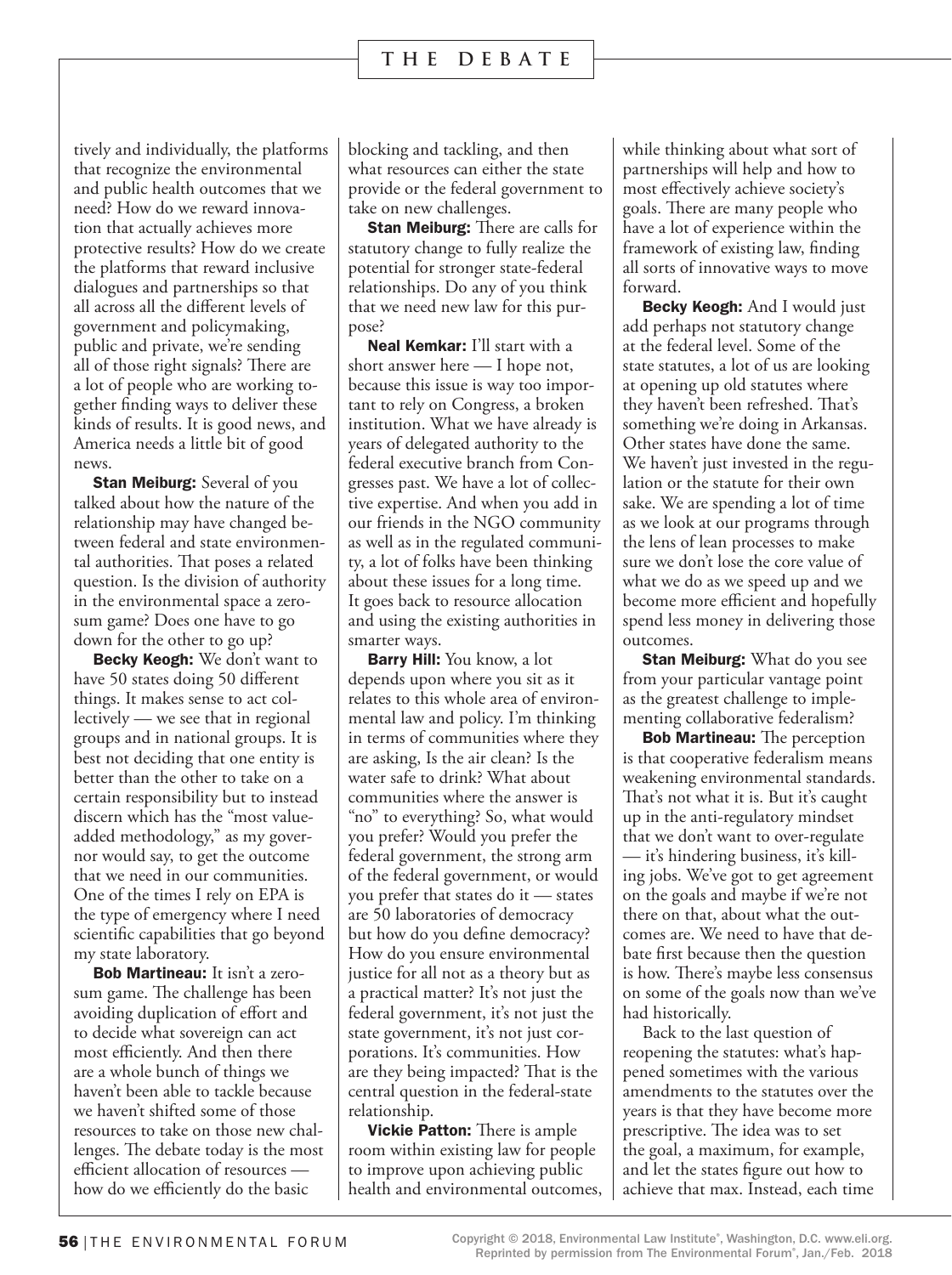tively and individually, the platforms that recognize the environmental and public health outcomes that we need? How do we reward innovation that actually achieves more protective results? How do we create the platforms that reward inclusive dialogues and partnerships so that all across all the different levels of government and policymaking, public and private, we're sending all of those right signals? There are a lot of people who are working together finding ways to deliver these kinds of results. It is good news, and America needs a little bit of good news.

**Stan Meiburg:** Several of you talked about how the nature of the relationship may have changed between federal and state environmental authorities. That poses a related question. Is the division of authority in the environmental space a zero-sum game? Does one have to go down for the other to go up?

**Becky Keogh:** We don't want to have 50 states doing 50 different things. It makes sense to act collectively — we see that in regional groups and in national groups. It is best not deciding that one entity is better than the other to take on a certain responsibility but to instead discern which has the "most value-added methodology," as my governor would say, to get the outcome that we need in our communities. One of the times I rely on EPA is the type of emergency where I need scientific capabilities that go beyond my state laboratory.

**Bob Martineau:** It isn't a zero-sum game. The challenge has been avoiding duplication of effort and to decide what sovereign can act most efficiently. And then there are a whole bunch of things we haven't been able to tackle because we haven't shifted some of those resources to take on those new challenges. The debate today is the most efficient allocation of resources — how do we efficiently do the basic blocking and tackling, and then what resources can either the state provide or the federal government to take on new challenges.

**Stan Meiburg:** There are calls for statutory change to fully realize the potential for stronger state-federal relationships. Do any of you think that we need new law for this purpose?

**Neal Kemkar:** I'll start with a short answer here — I hope not, because this issue is way too important to rely on Congress, a broken institution. What we have already is years of delegated authority to the federal executive branch from Congresses past. We have a lot of collective expertise. And when you add in our friends in the NGO community as well as in the regulated community, a lot of folks have been thinking about these issues for a long time. It goes back to resource allocation and using the existing authorities in smarter ways.

**Barry Hill:** You know, a lot depends upon where you sit as it relates to this whole area of environmental law and policy. I'm thinking in terms of communities where they are asking, Is the air clean? Is the water safe to drink? What about communities where the answer is "no" to everything? So, what would you prefer? Would you prefer the federal government, the strong arm of the federal government, or would you prefer that states do it — states are 50 laboratories of democracy but how do you define democracy? How do you ensure environmental justice for all not as a theory but as a practical matter? It's not just the federal government, it's not just the state government, it's not just corporations. It's communities. How are they being impacted? That is the central question in the federal-state relationship.

**Vickie Patton:** There is ample room within existing law for people to improve upon achieving public health and environmental outcomes, while thinking about what sort of partnerships will help and how to most effectively achieve society's goals. There are many people who have a lot of experience within the framework of existing law, finding all sorts of innovative ways to move forward.

**Becky Keogh:** And I would just add perhaps not statutory change at the federal level. Some of the state statutes, a lot of us are looking at opening up old statutes where they haven't been refreshed. That's something we're doing in Arkansas. Other states have done the same. We haven't just invested in the regulation or the statute for their own sake. We are spending a lot of time as we look at our programs through the lens of lean processes to make sure we don't lose the core value of what we do as we speed up and we become more efficient and hopefully spend less money in delivering those outcomes.

**Stan Meiburg:** What do you see from your particular vantage point as the greatest challenge to implementing collaborative federalism?

**Bob Martineau:** The perception is that cooperative federalism means weakening environmental standards. That's not what it is. But it's caught up in the anti-regulatory mindset that we don't want to over-regulate — it's hindering business, it's killing jobs. We've got to get agreement on the goals and maybe if we're not there on that, about what the outcomes are. We need to have that debate first because then the question is how. There's maybe less consensus on some of the goals now than we've had historically.

Back to the last question of reopening the statutes: what's happened sometimes with the various amendments to the statutes over the years is that they have become more prescriptive. The idea was to set the goal, a maximum, for example, and let the states figure out how to achieve that max. Instead, each time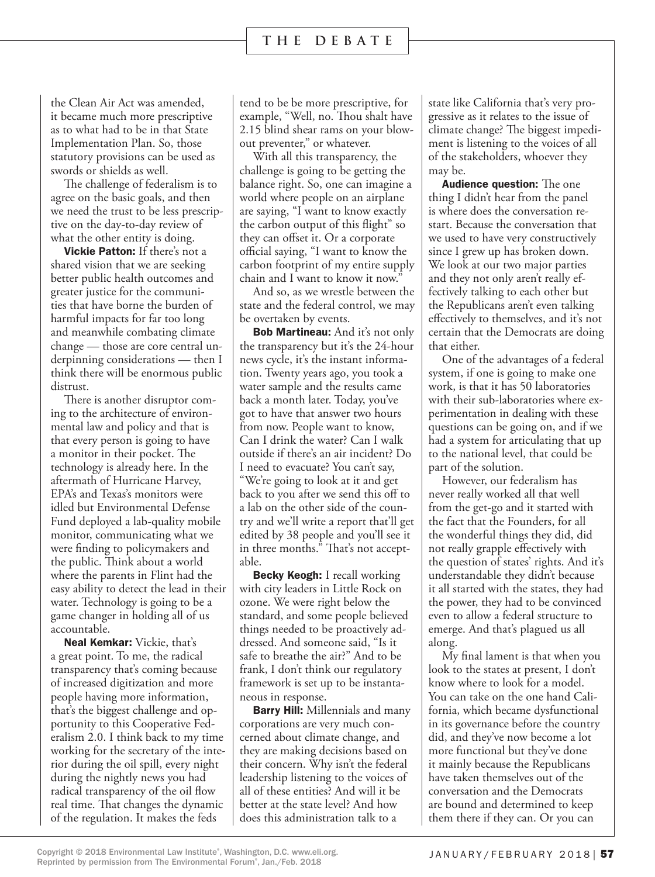the Clean Air Act was amended, it became much more prescriptive as to what had to be in that State Implementation Plan. So, those statutory provisions can be used as swords or shields as well.

The challenge of federalism is to agree on the basic goals, and then we need the trust to be less prescriptive on the day-to-day review of what the other entity is doing.

**Vickie Patton:** If there's not a shared vision that we are seeking better public health outcomes and greater justice for the communities that have borne the burden of harmful impacts for far too long and meanwhile combating climate change — those are core central underpinning considerations — then I think there will be enormous public distrust.

There is another disruptor coming to the architecture of environmental law and policy and that is that every person is going to have a monitor in their pocket. The technology is already here. In the aftermath of Hurricane Harvey, EPA's and Texas's monitors were idled but Environmental Defense Fund deployed a lab-quality mobile monitor, communicating what we were finding to policymakers and the public. Think about a world where the parents in Flint had the easy ability to detect the lead in their water. Technology is going to be a game changer in holding all of us accountable.

**Neal Kemkar:** Vickie, that's a great point. To me, the radical transparency that's coming because of increased digitization and more people having more information, that's the biggest challenge and opportunity to this Cooperative Federalism 2.0. I think back to my time working for the secretary of the interior during the oil spill, every night during the nightly news you had radical transparency of the oil flow real time. That changes the dynamic of the regulation. It makes the feds tend to be be more prescriptive, for example, "Well, no. Thou shalt have 2.15 blind shear rams on your blowout preventer," or whatever.

With all this transparency, the challenge is going to be getting the balance right. So, one can imagine a world where people on an airplane are saying, "I want to know exactly the carbon output of this flight" so they can offset it. Or a corporate official saying, "I want to know the carbon footprint of my entire supply chain and I want to know it now."

And so, as we wrestle between the state and the federal control, we may be overtaken by events.

**Bob Martineau:** And it's not only the transparency but it's the 24-hour news cycle, it's the instant information. Twenty years ago, you took a water sample and the results came back a month later. Today, you've got to have that answer two hours from now. People want to know, Can I drink the water? Can I walk outside if there's an air incident? Do I need to evacuate? You can't say, "We're going to look at it and get back to you after we send this off to a lab on the other side of the country and we'll write a report that'll get edited by 38 people and you'll see it in three months." That's not acceptable.

**Becky Keogh:** I recall working with city leaders in Little Rock on ozone. We were right below the standard, and some people believed things needed to be proactively addressed. And someone said, "Is it safe to breathe the air?" And to be frank, I don't think our regulatory framework is set up to be instantaneous in response.

**Barry Hill:** Millennials and many corporations are very much concerned about climate change, and they are making decisions based on their concern. Why isn't the federal leadership listening to the voices of all of these entities? And will it be better at the state level? And how does this administration talk to a state like California that's very progressive as it relates to the issue of climate change? The biggest impediment is listening to the voices of all of the stakeholders, whoever they may be.

**Audience question:** The one thing I didn't hear from the panel is where does the conversation restart. Because the conversation that we used to have very constructively since I grew up has broken down. We look at our two major parties and they not only aren't really effectively talking to each other but the Republicans aren't even talking effectively to themselves, and it's not certain that the Democrats are doing that either.

One of the advantages of a federal system, if one is going to make one work, is that it has 50 laboratories with their sub-laboratories where experimentation in dealing with these questions can be going on, and if we had a system for articulating that up to the national level, that could be part of the solution.

However, our federalism has never really worked all that well from the get-go and it started with the fact that the Founders, for all the wonderful things they did, did not really grapple effectively with the question of states' rights. And it's understandable they didn't because it all started with the states, they had the power, they had to be convinced even to allow a federal structure to emerge. And that's plagued us all along.

My final lament is that when you look to the states at present, I don't know where to look for a model. You can take on the one hand California, which became dysfunctional in its governance before the country did, and they've now become a lot more functional but they've done it mainly because the Republicans have taken themselves out of the conversation and the Democrats are bound and determined to keep them there if they can. Or you can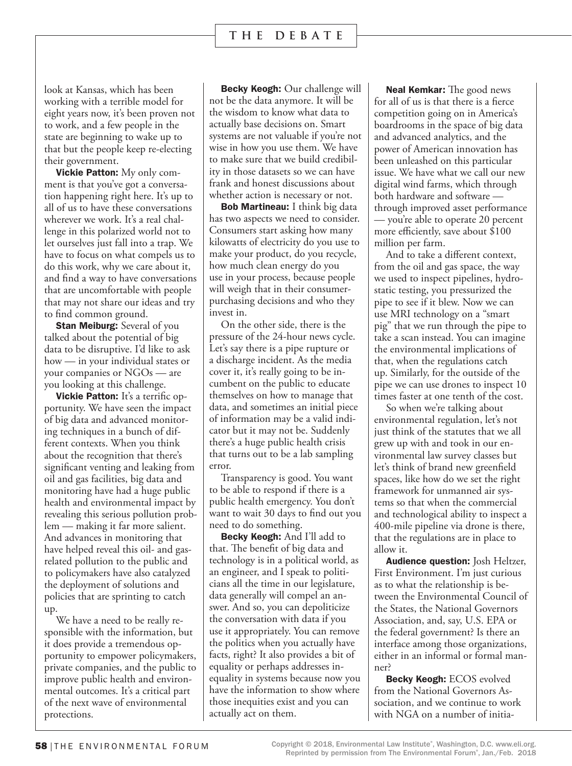look at Kansas, which has been working with a terrible model for eight years now, it's been proven not to work, and a few people in the state are beginning to wake up to that but the people keep re-electing their government.

**Vickie Patton:** My only comment is that you've got a conversation happening right here. It's up to all of us to have these conversations wherever we work. It's a real challenge in this polarized world not to let ourselves just fall into a trap. We have to focus on what compels us to do this work, why we care about it, and find a way to have conversations that are uncomfortable with people that may not share our ideas and try to find common ground.

**Stan Meiburg:** Several of you talked about the potential of big data to be disruptive. I'd like to ask how — in your individual states or your companies or NGOs — are you looking at this challenge.

**Vickie Patton:** It's a terrific opportunity. We have seen the impact of big data and advanced monitoring techniques in a bunch of different contexts. When you think about the recognition that there's significant venting and leaking from oil and gas facilities, big data and monitoring have had a huge public health and environmental impact by revealing this serious pollution problem — making it far more salient. And advances in monitoring that have helped reveal this oil- and gas-related pollution to the public and to policymakers have also catalyzed the deployment of solutions and policies that are sprinting to catch up.

We have a need to be really responsible with the information, but it does provide a tremendous opportunity to empower policymakers, private companies, and the public to improve public health and environmental outcomes. It's a critical part of the next wave of environmental protections.

**Becky Keogh:** Our challenge will not be the data anymore. It will be the wisdom to know what data to actually base decisions on. Smart systems are not valuable if you're not wise in how you use them. We have to make sure that we build credibility in those datasets so we can have frank and honest discussions about whether action is necessary or not.

**Bob Martineau:** I think big data has two aspects we need to consider. Consumers start asking how many kilowatts of electricity do you use to make your product, do you recycle, how much clean energy do you use in your process, because people will weigh that in their consumer-purchasing decisions and who they invest in.

On the other side, there is the pressure of the 24-hour news cycle. Let's say there is a pipe rupture or a discharge incident. As the media cover it, it's really going to be incumbent on the public to educate themselves on how to manage that data, and sometimes an initial piece of information may be a valid indicator but it may not be. Suddenly there's a huge public health crisis that turns out to be a lab sampling error.

Transparency is good. You want to be able to respond if there is a public health emergency. You don't want to wait 30 days to find out you need to do something.

**Becky Keogh:** And I'll add to that. The benefit of big data and technology is in a political world, as an engineer, and I speak to politicians all the time in our legislature, data generally will compel an answer. And so, you can depoliticize the conversation with data if you use it appropriately. You can remove the politics when you actually have facts, right? It also provides a bit of equality or perhaps addresses inequality in systems because now you have the information to show where those inequities exist and you can actually act on them.

**Neal Kemkar:** The good news for all of us is that there is a fierce competition going on in America's boardrooms in the space of big data and advanced analytics, and the power of American innovation has been unleashed on this particular issue. We have what we call our new digital wind farms, which through both hardware and software — through improved asset performance — you're able to operate 20 percent more efficiently, save about $100 million per farm.

And to take a different context, from the oil and gas space, the way we used to inspect pipelines, hydrostatic testing, you pressurized the pipe to see if it blew. Now we can use MRI technology on a "smart pig" that we run through the pipe to take a scan instead. You can imagine the environmental implications of that, when the regulations catch up. Similarly, for the outside of the pipe we can use drones to inspect 10 times faster at one tenth of the cost.

So when we're talking about environmental regulation, let's not just think of the statutes that we all grew up with and took in our environmental law survey classes but let's think of brand new greenfield spaces, like how do we set the right framework for unmanned air systems so that when the commercial and technological ability to inspect a 400-mile pipeline via drone is there, that the regulations are in place to allow it.

**Audience question:** Josh Heltzer, First Environment. I'm just curious as to what the relationship is between the Environmental Council of the States, the National Governors Association, and, say, U.S. EPA or the federal government? Is there an interface among those organizations, either in an informal or formal manner?

**Becky Keogh:** ECOS evolved from the National Governors Association, and we continue to work with NGA on a number of initia-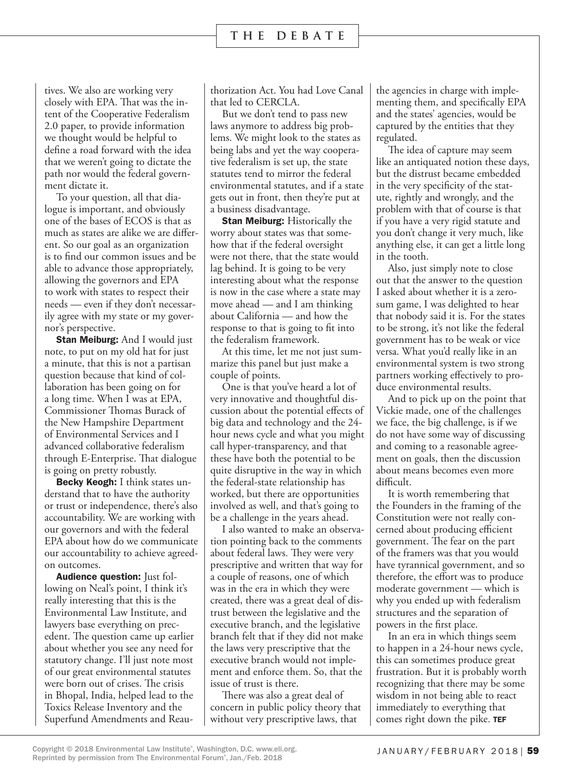tives. We also are working very closely with EPA. That was the intent of the Cooperative Federalism 2.0 paper, to provide information we thought would be helpful to define a road forward with the idea that we weren't going to dictate the path nor would the federal government dictate it.

To your question, all that dialogue is important, and obviously one of the bases of ECOS is that as much as states are alike we are different. So our goal as an organization is to find our common issues and be able to advance those appropriately, allowing the governors and EPA to work with states to respect their needs — even if they don't necessarily agree with my state or my governor's perspective.

**Stan Meiburg:** And I would just note, to put on my old hat for just a minute, that this is not a partisan question because that kind of collaboration has been going on for a long time. When I was at EPA, Commissioner Thomas Burack of the New Hampshire Department of Environmental Services and I advanced collaborative federalism through E-Enterprise. That dialogue is going on pretty robustly.

**Becky Keogh:** I think states understand that to have the authority or trust or independence, there's also accountability. We are working with our governors and with the federal EPA about how do we communicate our accountability to achieve agreed-on outcomes.

**Audience question:** Just following on Neal's point, I think it's really interesting that this is the Environmental Law Institute, and lawyers base everything on precedent. The question came up earlier about whether you see any need for statutory change. I'll just note most of our great environmental statutes were born out of crises. The crisis in Bhopal, India, helped lead to the Toxics Release Inventory and the Superfund Amendments and Reauthorization Act. You had Love Canal that led to CERCLA.

But we don't tend to pass new laws anymore to address big problems. We might look to the states as being labs and yet the way cooperative federalism is set up, the state statutes tend to mirror the federal environmental statutes, and if a state gets out in front, then they're put at a business disadvantage.

**Stan Meiburg:** Historically the worry about states was that somehow that if the federal oversight were not there, that the state would lag behind. It is going to be very interesting about what the response is now in the case where a state may move ahead — and I am thinking about California — and how the response to that is going to fit into the federalism framework.

At this time, let me not just summarize this panel but just make a couple of points.

One is that you've heard a lot of very innovative and thoughtful discussion about the potential effects of big data and technology and the 24-hour news cycle and what you might call hyper-transparency, and that these have both the potential to be quite disruptive in the way in which the federal-state relationship has worked, but there are opportunities involved as well, and that's going to be a challenge in the years ahead.

I also wanted to make an observation pointing back to the comments about federal laws. They were very prescriptive and written that way for a couple of reasons, one of which was in the era in which they were created, there was a great deal of distrust between the legislative and the executive branch, and the legislative branch felt that if they did not make the laws very prescriptive that the executive branch would not implement and enforce them. So, that the issue of trust is there.

There was also a great deal of concern in public policy theory that without very prescriptive laws, that the agencies in charge with implementing them, and specifically EPA and the states' agencies, would be captured by the entities that they regulated.

The idea of capture may seem like an antiquated notion these days, but the distrust became embedded in the very specificity of the statute, rightly and wrongly, and the problem with that of course is that if you have a very rigid statute and you don't change it very much, like anything else, it can get a little long in the tooth.

Also, just simply note to close out that the answer to the question I asked about whether it is a zero-sum game, I was delighted to hear that nobody said it is. For the states to be strong, it's not like the federal government has to be weak or vice versa. What you'd really like in an environmental system is two strong partners working effectively to produce environmental results.

And to pick up on the point that Vickie made, one of the challenges we face, the big challenge, is if we do not have some way of discussing and coming to a reasonable agreement on goals, then the discussion about means becomes even more difficult.

It is worth remembering that the Founders in the framing of the Constitution were not really concerned about producing efficient government. The fear on the part of the framers was that you would have tyrannical government, and so therefore, the effort was to produce moderate government — which is why you ended up with federalism structures and the separation of powers in the first place.

In an era in which things seem to happen in a 24-hour news cycle, this can sometimes produce great frustration. But it is probably worth recognizing that there may be some wisdom in not being able to react immediately to everything that comes right down the pike. **TEF**

Copyright © 2018 Environmental Law Institute®, Washington, D.C. www.eli.org.
Reprinted by permission from The Environmental Forum®, Jan./Feb. 2018